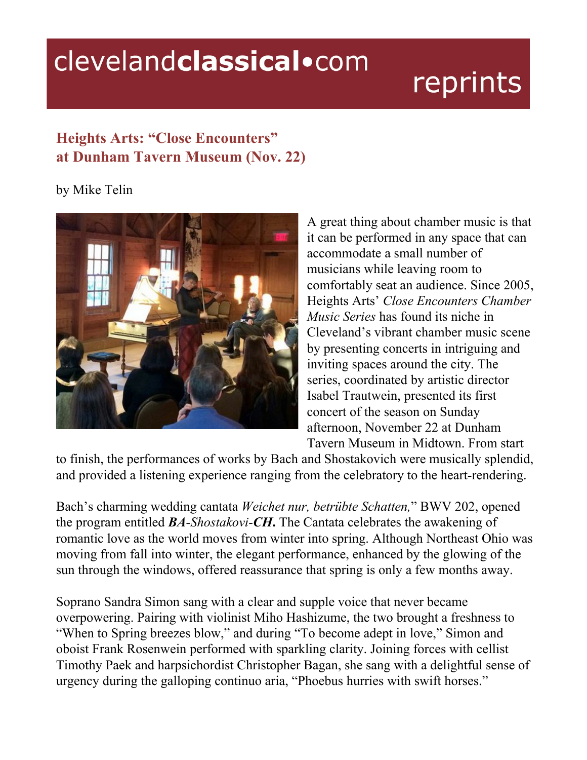# clevelandclassical•com reprints

## Heights Arts: "Close Encounters" at Dunham Tavern Museum (Nov. 22)

by Mike Telin

A great thing about chamber music is that it can be performed in any space that can accommodate a small number of musicians while leaving room to comfortably seat an audience. Since 2005, Heights Arts' *Close Encounters Chamber Music Series* has found its niche in Cleveland's vibrant chamber music scene by presenting concerts in intriguing and inviting spaces around the city. The series, coordinated by artistic director Isabel Trautwein, presented its first concert of the season on Sunday afternoon, November 22 at Dunham Tavern Museum in Midtown. From start to finish, the performances of works by Bach and Shostakovich were musically splendid, and provided a listening experience ranging from the celebratory to the heart-rendering.

Bach's charming wedding cantata *Weichet nur, betrübte Schatten,*" BWV 202, opened the program entitled ***BA**-Shostakovi-**CH**.* The Cantata celebrates the awakening of romantic love as the world moves from winter into spring. Although Northeast Ohio was moving from fall into winter, the elegant performance, enhanced by the glowing of the sun through the windows, offered reassurance that spring is only a few months away.

Soprano Sandra Simon sang with a clear and supple voice that never became overpowering. Pairing with violinist Miho Hashizume, the two brought a freshness to "When to Spring breezes blow," and during "To become adept in love," Simon and oboist Frank Rosenwein performed with sparkling clarity. Joining forces with cellist Timothy Paek and harpsichordist Christopher Bagan, she sang with a delightful sense of urgency during the galloping continuo aria, "Phoebus hurries with swift horses."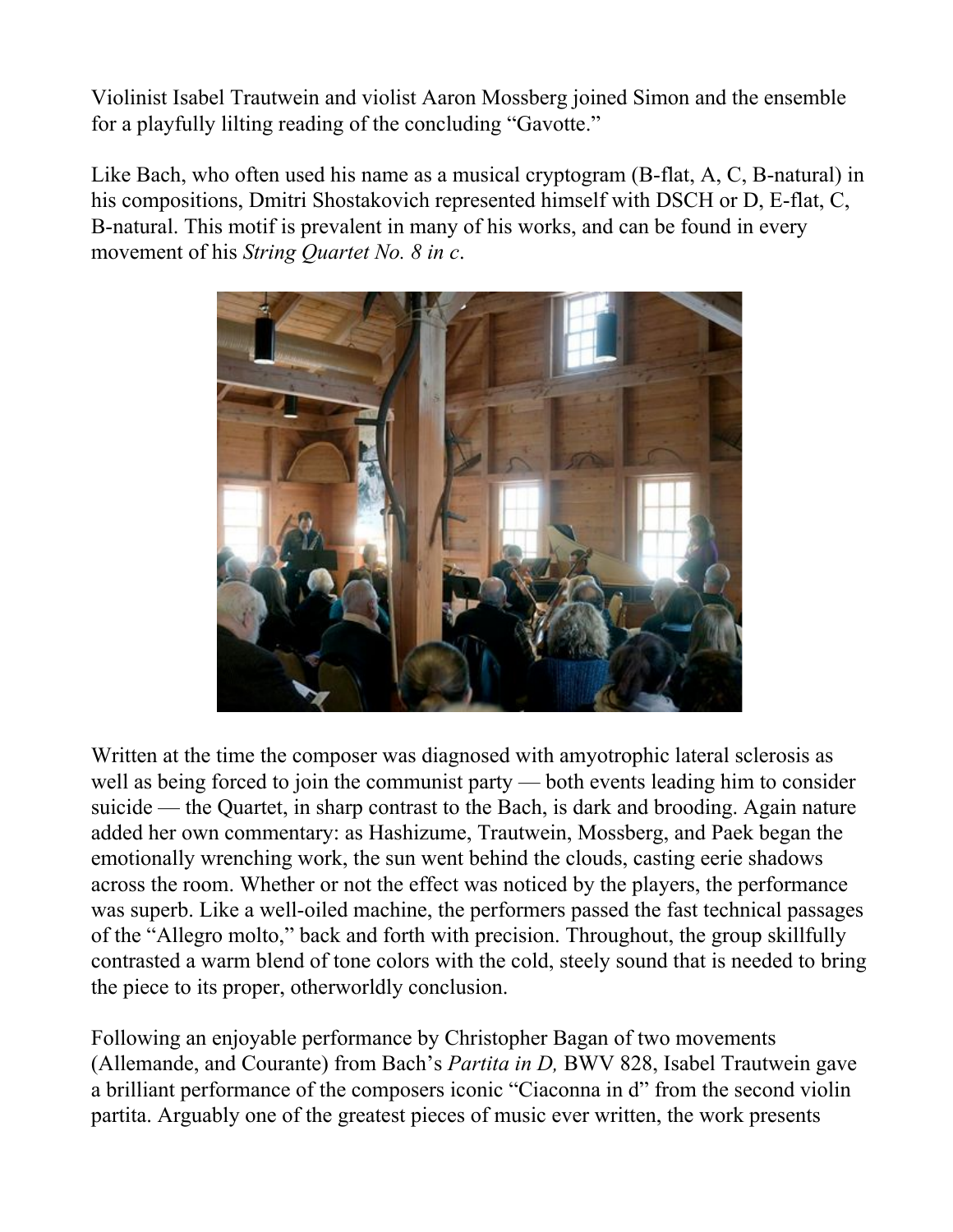Violinist Isabel Trautwein and violist Aaron Mossberg joined Simon and the ensemble for a playfully lilting reading of the concluding "Gavotte."

Like Bach, who often used his name as a musical cryptogram (B-flat, A, C, B-natural) in his compositions, Dmitri Shostakovich represented himself with DSCH or D, E-flat, C, B-natural. This motif is prevalent in many of his works, and can be found in every movement of his *String Quartet No. 8 in c*.

Written at the time the composer was diagnosed with amyotrophic lateral sclerosis as well as being forced to join the communist party — both events leading him to consider suicide — the Quartet, in sharp contrast to the Bach, is dark and brooding. Again nature added her own commentary: as Hashizume, Trautwein, Mossberg, and Paek began the emotionally wrenching work, the sun went behind the clouds, casting eerie shadows across the room. Whether or not the effect was noticed by the players, the performance was superb. Like a well-oiled machine, the performers passed the fast technical passages of the "Allegro molto," back and forth with precision. Throughout, the group skillfully contrasted a warm blend of tone colors with the cold, steely sound that is needed to bring the piece to its proper, otherworldly conclusion.

Following an enjoyable performance by Christopher Bagan of two movements (Allemande, and Courante) from Bach's *Partita in D,* BWV 828, Isabel Trautwein gave a brilliant performance of the composers iconic "Ciaconna in d" from the second violin partita. Arguably one of the greatest pieces of music ever written, the work presents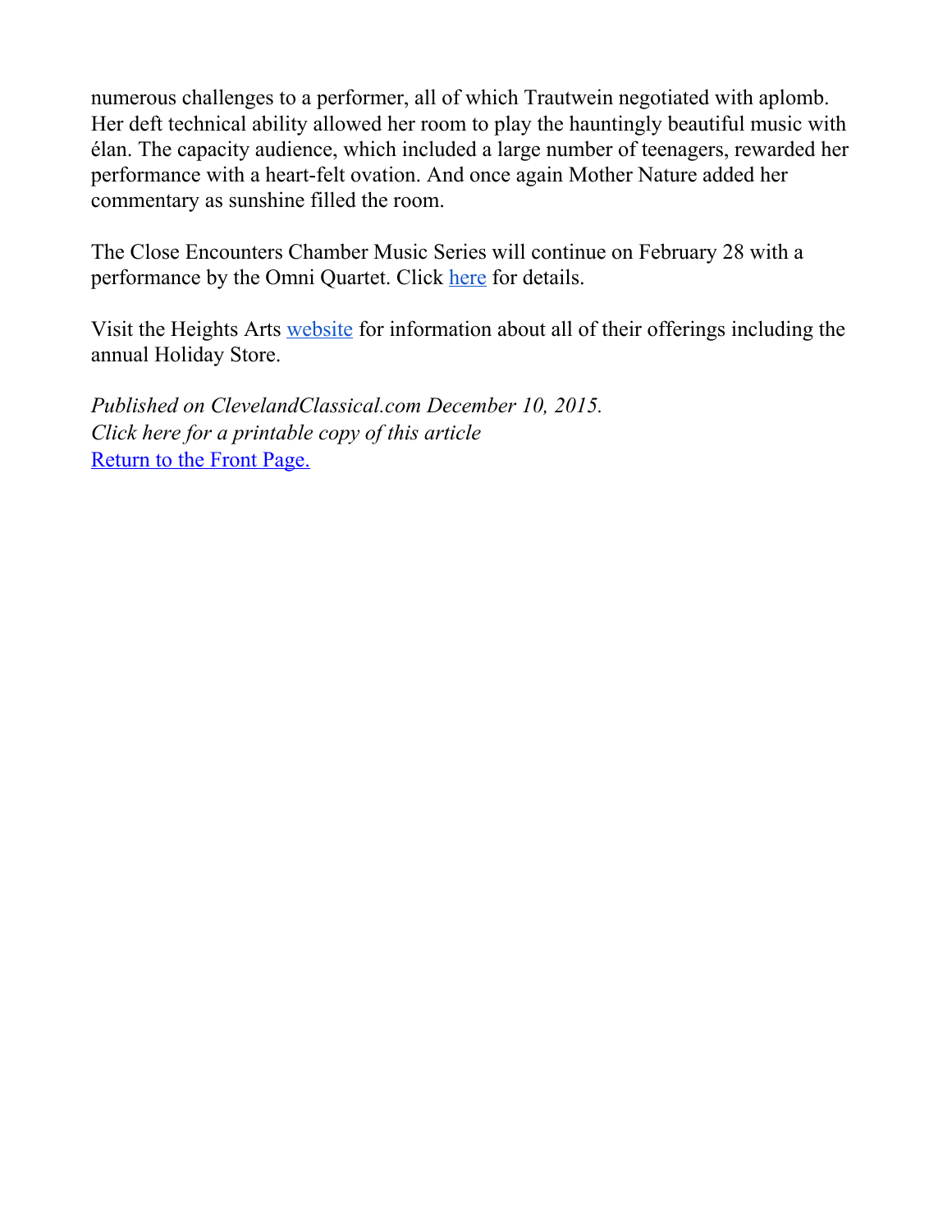numerous challenges to a performer, all of which Trautwein negotiated with aplomb. Her deft technical ability allowed her room to play the hauntingly beautiful music with élan. The capacity audience, which included a large number of teenagers, rewarded her performance with a heart-felt ovation. And once again Mother Nature added her commentary as sunshine filled the room.

The Close Encounters Chamber Music Series will continue on February 28 with a performance by the Omni Quartet. Click here for details.

Visit the Heights Arts website for information about all of their offerings including the annual Holiday Store.

*Published on ClevelandClassical.com December 10, 2015.*
*Click here for a printable copy of this article*
Return to the Front Page.